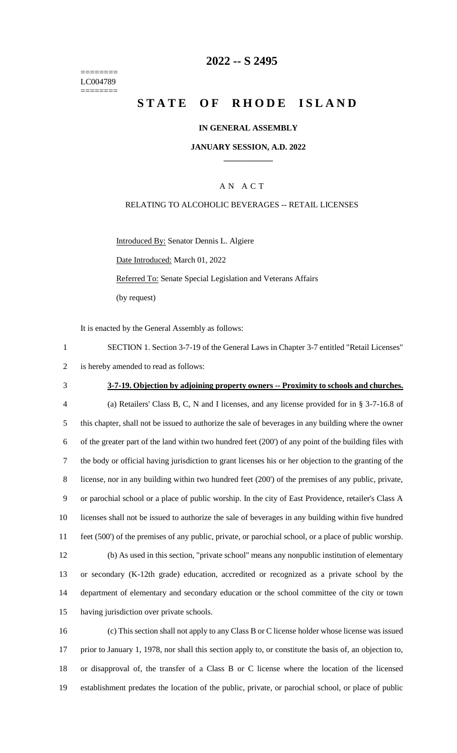========
LC004789
========

# 2022 -- S 2495

# STATE OF RHODE ISLAND

**IN GENERAL ASSEMBLY**

**JANUARY SESSION, A.D. 2022**

A N A C T

RELATING TO ALCOHOLIC BEVERAGES -- RETAIL LICENSES

Introduced By: Senator Dennis L. Algiere

Date Introduced: March 01, 2022

Referred To: Senate Special Legislation and Veterans Affairs

(by request)

It is enacted by the General Assembly as follows:

1 SECTION 1. Section 3-7-19 of the General Laws in Chapter 3-7 entitled "Retail Licenses"
2 is hereby amended to read as follows:

3 **3-7-19. Objection by adjoining property owners -- Proximity to schools and churches.**

4 (a) Retailers' Class B, C, N and I licenses, and any license provided for in § 3-7-16.8 of
5 this chapter, shall not be issued to authorize the sale of beverages in any building where the owner
6 of the greater part of the land within two hundred feet (200') of any point of the building files with
7 the body or official having jurisdiction to grant licenses his or her objection to the granting of the
8 license, nor in any building within two hundred feet (200') of the premises of any public, private,
9 or parochial school or a place of public worship. In the city of East Providence, retailer's Class A
10 licenses shall not be issued to authorize the sale of beverages in any building within five hundred
11 feet (500') of the premises of any public, private, or parochial school, or a place of public worship.

12 (b) As used in this section, "private school" means any nonpublic institution of elementary
13 or secondary (K-12th grade) education, accredited or recognized as a private school by the
14 department of elementary and secondary education or the school committee of the city or town
15 having jurisdiction over private schools.

16 (c) This section shall not apply to any Class B or C license holder whose license was issued
17 prior to January 1, 1978, nor shall this section apply to, or constitute the basis of, an objection to,
18 or disapproval of, the transfer of a Class B or C license where the location of the licensed
19 establishment predates the location of the public, private, or parochial school, or place of public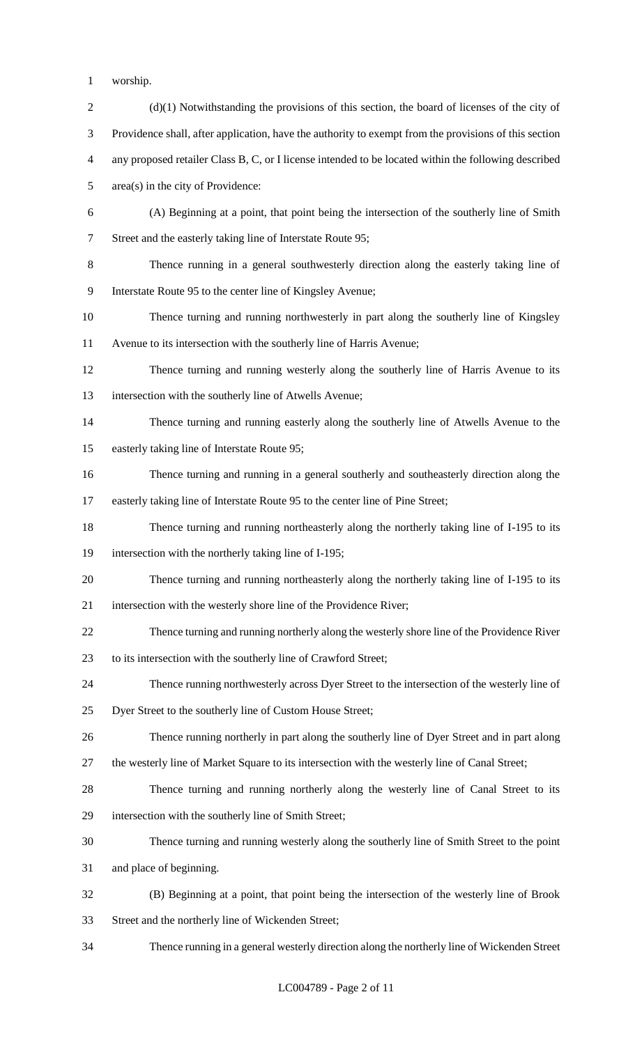worship.

(d)(1) Notwithstanding the provisions of this section, the board of licenses of the city of Providence shall, after application, have the authority to exempt from the provisions of this section any proposed retailer Class B, C, or I license intended to be located within the following described area(s) in the city of Providence:

(A) Beginning at a point, that point being the intersection of the southerly line of Smith Street and the easterly taking line of Interstate Route 95;

Thence running in a general southwesterly direction along the easterly taking line of Interstate Route 95 to the center line of Kingsley Avenue;

Thence turning and running northwesterly in part along the southerly line of Kingsley Avenue to its intersection with the southerly line of Harris Avenue;

Thence turning and running westerly along the southerly line of Harris Avenue to its intersection with the southerly line of Atwells Avenue;

Thence turning and running easterly along the southerly line of Atwells Avenue to the easterly taking line of Interstate Route 95;

Thence turning and running in a general southerly and southeasterly direction along the easterly taking line of Interstate Route 95 to the center line of Pine Street;

Thence turning and running northeasterly along the northerly taking line of I-195 to its intersection with the northerly taking line of I-195;

Thence turning and running northeasterly along the northerly taking line of I-195 to its intersection with the westerly shore line of the Providence River;

Thence turning and running northerly along the westerly shore line of the Providence River to its intersection with the southerly line of Crawford Street;

Thence running northwesterly across Dyer Street to the intersection of the westerly line of Dyer Street to the southerly line of Custom House Street;

Thence running northerly in part along the southerly line of Dyer Street and in part along the westerly line of Market Square to its intersection with the westerly line of Canal Street;

Thence turning and running northerly along the westerly line of Canal Street to its intersection with the southerly line of Smith Street;

Thence turning and running westerly along the southerly line of Smith Street to the point and place of beginning.

(B) Beginning at a point, that point being the intersection of the westerly line of Brook Street and the northerly line of Wickenden Street;

Thence running in a general westerly direction along the northerly line of Wickenden Street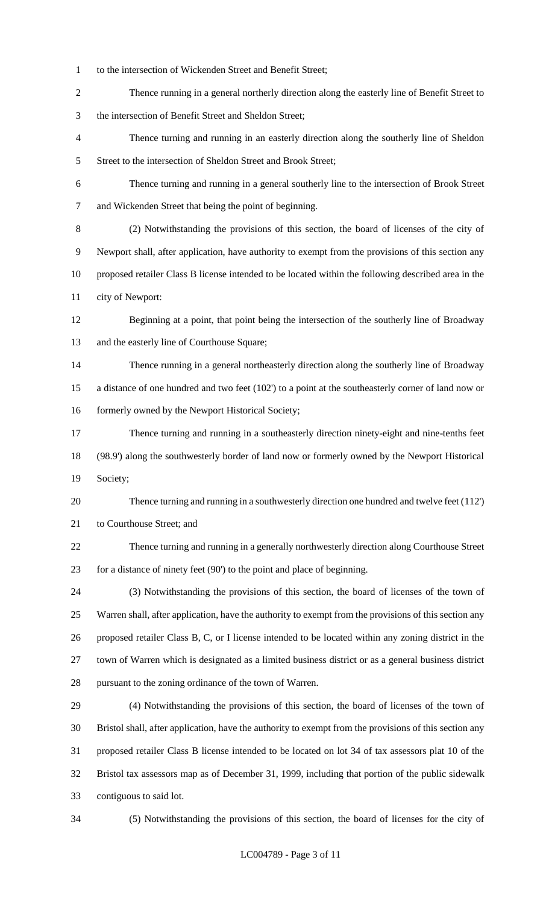to the intersection of Wickenden Street and Benefit Street;

Thence running in a general northerly direction along the easterly line of Benefit Street to the intersection of Benefit Street and Sheldon Street;

Thence turning and running in an easterly direction along the southerly line of Sheldon Street to the intersection of Sheldon Street and Brook Street;

Thence turning and running in a general southerly line to the intersection of Brook Street and Wickenden Street that being the point of beginning.

(2) Notwithstanding the provisions of this section, the board of licenses of the city of Newport shall, after application, have authority to exempt from the provisions of this section any proposed retailer Class B license intended to be located within the following described area in the city of Newport:

Beginning at a point, that point being the intersection of the southerly line of Broadway and the easterly line of Courthouse Square;

Thence running in a general northeasterly direction along the southerly line of Broadway a distance of one hundred and two feet (102') to a point at the southeasterly corner of land now or formerly owned by the Newport Historical Society;

Thence turning and running in a southeasterly direction ninety-eight and nine-tenths feet (98.9') along the southwesterly border of land now or formerly owned by the Newport Historical Society;

Thence turning and running in a southwesterly direction one hundred and twelve feet (112') to Courthouse Street; and

Thence turning and running in a generally northwesterly direction along Courthouse Street for a distance of ninety feet (90') to the point and place of beginning.

(3) Notwithstanding the provisions of this section, the board of licenses of the town of Warren shall, after application, have the authority to exempt from the provisions of this section any proposed retailer Class B, C, or I license intended to be located within any zoning district in the town of Warren which is designated as a limited business district or as a general business district pursuant to the zoning ordinance of the town of Warren.

(4) Notwithstanding the provisions of this section, the board of licenses of the town of Bristol shall, after application, have the authority to exempt from the provisions of this section any proposed retailer Class B license intended to be located on lot 34 of tax assessors plat 10 of the Bristol tax assessors map as of December 31, 1999, including that portion of the public sidewalk contiguous to said lot.

(5) Notwithstanding the provisions of this section, the board of licenses for the city of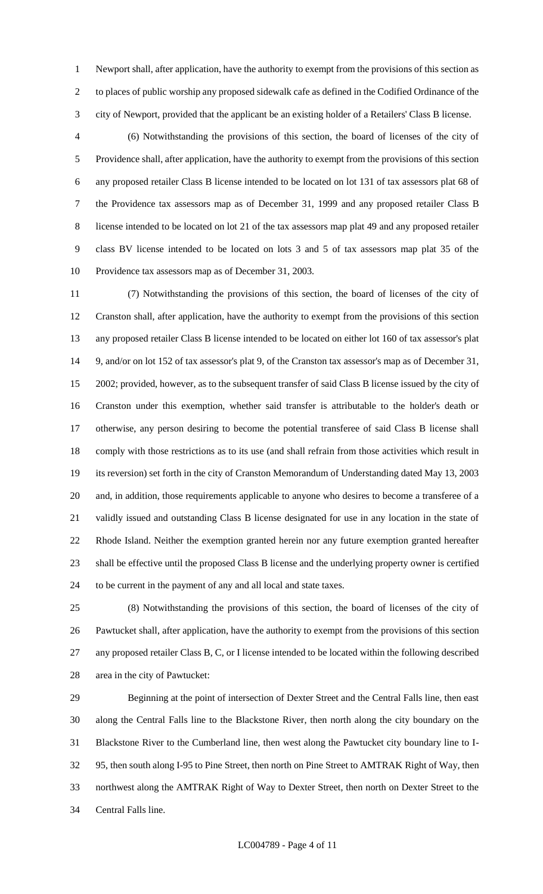Newport shall, after application, have the authority to exempt from the provisions of this section as to places of public worship any proposed sidewalk cafe as defined in the Codified Ordinance of the city of Newport, provided that the applicant be an existing holder of a Retailers' Class B license.

(6) Notwithstanding the provisions of this section, the board of licenses of the city of Providence shall, after application, have the authority to exempt from the provisions of this section any proposed retailer Class B license intended to be located on lot 131 of tax assessors plat 68 of the Providence tax assessors map as of December 31, 1999 and any proposed retailer Class B license intended to be located on lot 21 of the tax assessors map plat 49 and any proposed retailer class BV license intended to be located on lots 3 and 5 of tax assessors map plat 35 of the Providence tax assessors map as of December 31, 2003.

(7) Notwithstanding the provisions of this section, the board of licenses of the city of Cranston shall, after application, have the authority to exempt from the provisions of this section any proposed retailer Class B license intended to be located on either lot 160 of tax assessor's plat 9, and/or on lot 152 of tax assessor's plat 9, of the Cranston tax assessor's map as of December 31, 2002; provided, however, as to the subsequent transfer of said Class B license issued by the city of Cranston under this exemption, whether said transfer is attributable to the holder's death or otherwise, any person desiring to become the potential transferee of said Class B license shall comply with those restrictions as to its use (and shall refrain from those activities which result in its reversion) set forth in the city of Cranston Memorandum of Understanding dated May 13, 2003 and, in addition, those requirements applicable to anyone who desires to become a transferee of a validly issued and outstanding Class B license designated for use in any location in the state of Rhode Island. Neither the exemption granted herein nor any future exemption granted hereafter shall be effective until the proposed Class B license and the underlying property owner is certified to be current in the payment of any and all local and state taxes.

(8) Notwithstanding the provisions of this section, the board of licenses of the city of Pawtucket shall, after application, have the authority to exempt from the provisions of this section any proposed retailer Class B, C, or I license intended to be located within the following described area in the city of Pawtucket:

Beginning at the point of intersection of Dexter Street and the Central Falls line, then east along the Central Falls line to the Blackstone River, then north along the city boundary on the Blackstone River to the Cumberland line, then west along the Pawtucket city boundary line to I-95, then south along I-95 to Pine Street, then north on Pine Street to AMTRAK Right of Way, then northwest along the AMTRAK Right of Way to Dexter Street, then north on Dexter Street to the Central Falls line.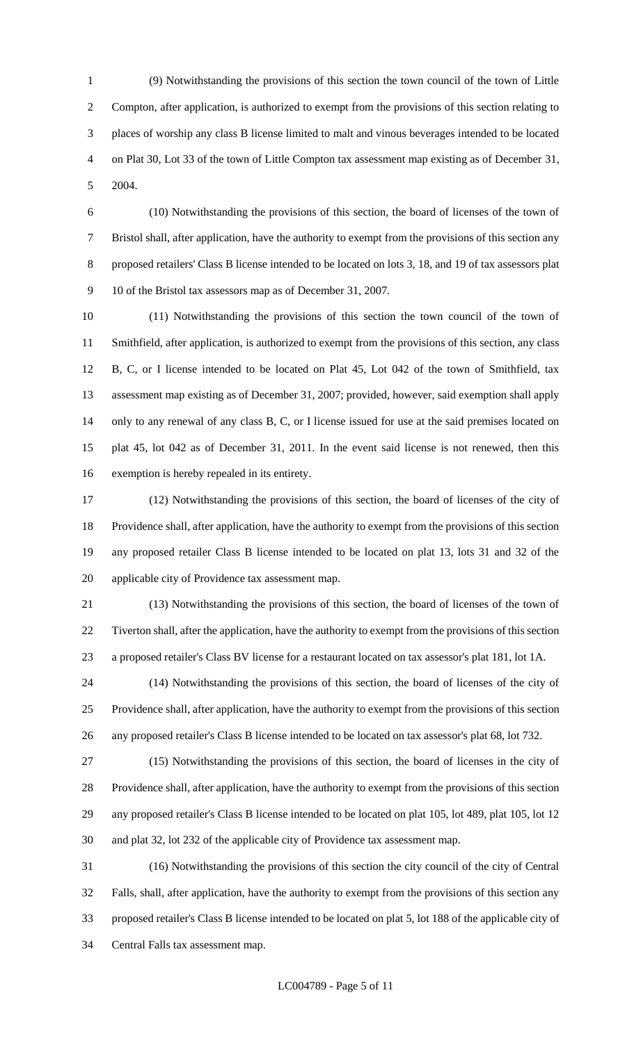(9) Notwithstanding the provisions of this section the town council of the town of Little Compton, after application, is authorized to exempt from the provisions of this section relating to places of worship any class B license limited to malt and vinous beverages intended to be located on Plat 30, Lot 33 of the town of Little Compton tax assessment map existing as of December 31, 2004.

(10) Notwithstanding the provisions of this section, the board of licenses of the town of Bristol shall, after application, have the authority to exempt from the provisions of this section any proposed retailers' Class B license intended to be located on lots 3, 18, and 19 of tax assessors plat 10 of the Bristol tax assessors map as of December 31, 2007.

(11) Notwithstanding the provisions of this section the town council of the town of Smithfield, after application, is authorized to exempt from the provisions of this section, any class B, C, or I license intended to be located on Plat 45, Lot 042 of the town of Smithfield, tax assessment map existing as of December 31, 2007; provided, however, said exemption shall apply only to any renewal of any class B, C, or I license issued for use at the said premises located on plat 45, lot 042 as of December 31, 2011. In the event said license is not renewed, then this exemption is hereby repealed in its entirety.

(12) Notwithstanding the provisions of this section, the board of licenses of the city of Providence shall, after application, have the authority to exempt from the provisions of this section any proposed retailer Class B license intended to be located on plat 13, lots 31 and 32 of the applicable city of Providence tax assessment map.

(13) Notwithstanding the provisions of this section, the board of licenses of the town of Tiverton shall, after the application, have the authority to exempt from the provisions of this section a proposed retailer's Class BV license for a restaurant located on tax assessor's plat 181, lot 1A.

(14) Notwithstanding the provisions of this section, the board of licenses of the city of Providence shall, after application, have the authority to exempt from the provisions of this section any proposed retailer's Class B license intended to be located on tax assessor's plat 68, lot 732.

(15) Notwithstanding the provisions of this section, the board of licenses in the city of Providence shall, after application, have the authority to exempt from the provisions of this section any proposed retailer's Class B license intended to be located on plat 105, lot 489, plat 105, lot 12 and plat 32, lot 232 of the applicable city of Providence tax assessment map.

(16) Notwithstanding the provisions of this section the city council of the city of Central Falls, shall, after application, have the authority to exempt from the provisions of this section any proposed retailer's Class B license intended to be located on plat 5, lot 188 of the applicable city of Central Falls tax assessment map.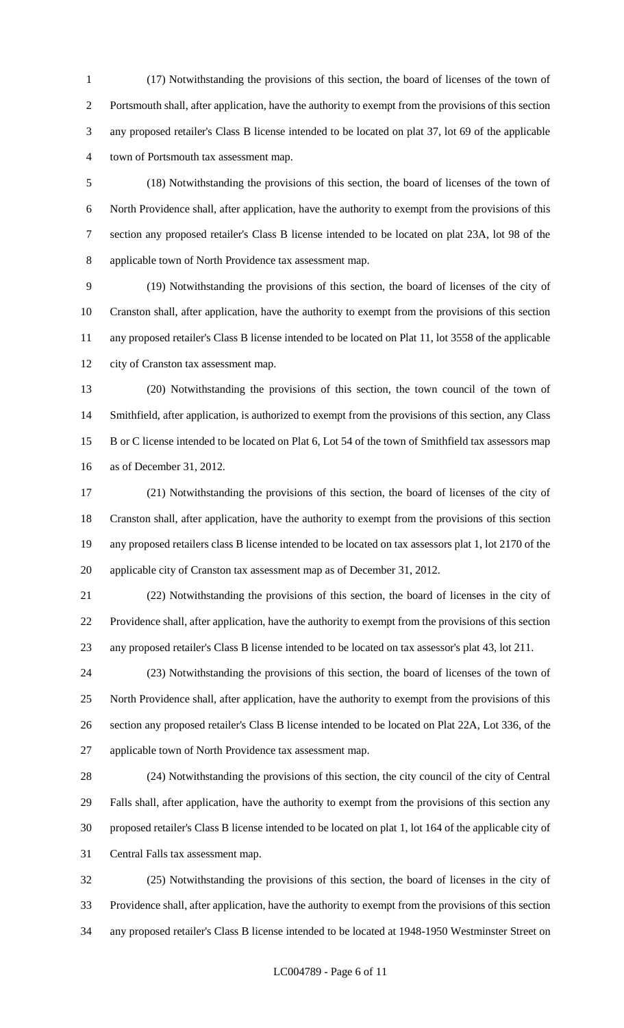(17) Notwithstanding the provisions of this section, the board of licenses of the town of Portsmouth shall, after application, have the authority to exempt from the provisions of this section any proposed retailer's Class B license intended to be located on plat 37, lot 69 of the applicable town of Portsmouth tax assessment map.

(18) Notwithstanding the provisions of this section, the board of licenses of the town of North Providence shall, after application, have the authority to exempt from the provisions of this section any proposed retailer's Class B license intended to be located on plat 23A, lot 98 of the applicable town of North Providence tax assessment map.

(19) Notwithstanding the provisions of this section, the board of licenses of the city of Cranston shall, after application, have the authority to exempt from the provisions of this section any proposed retailer's Class B license intended to be located on Plat 11, lot 3558 of the applicable city of Cranston tax assessment map.

(20) Notwithstanding the provisions of this section, the town council of the town of Smithfield, after application, is authorized to exempt from the provisions of this section, any Class B or C license intended to be located on Plat 6, Lot 54 of the town of Smithfield tax assessors map as of December 31, 2012.

(21) Notwithstanding the provisions of this section, the board of licenses of the city of Cranston shall, after application, have the authority to exempt from the provisions of this section any proposed retailers class B license intended to be located on tax assessors plat 1, lot 2170 of the applicable city of Cranston tax assessment map as of December 31, 2012.

(22) Notwithstanding the provisions of this section, the board of licenses in the city of Providence shall, after application, have the authority to exempt from the provisions of this section any proposed retailer's Class B license intended to be located on tax assessor's plat 43, lot 211.

(23) Notwithstanding the provisions of this section, the board of licenses of the town of North Providence shall, after application, have the authority to exempt from the provisions of this section any proposed retailer's Class B license intended to be located on Plat 22A, Lot 336, of the applicable town of North Providence tax assessment map.

(24) Notwithstanding the provisions of this section, the city council of the city of Central Falls shall, after application, have the authority to exempt from the provisions of this section any proposed retailer's Class B license intended to be located on plat 1, lot 164 of the applicable city of Central Falls tax assessment map.

(25) Notwithstanding the provisions of this section, the board of licenses in the city of Providence shall, after application, have the authority to exempt from the provisions of this section any proposed retailer's Class B license intended to be located at 1948-1950 Westminster Street on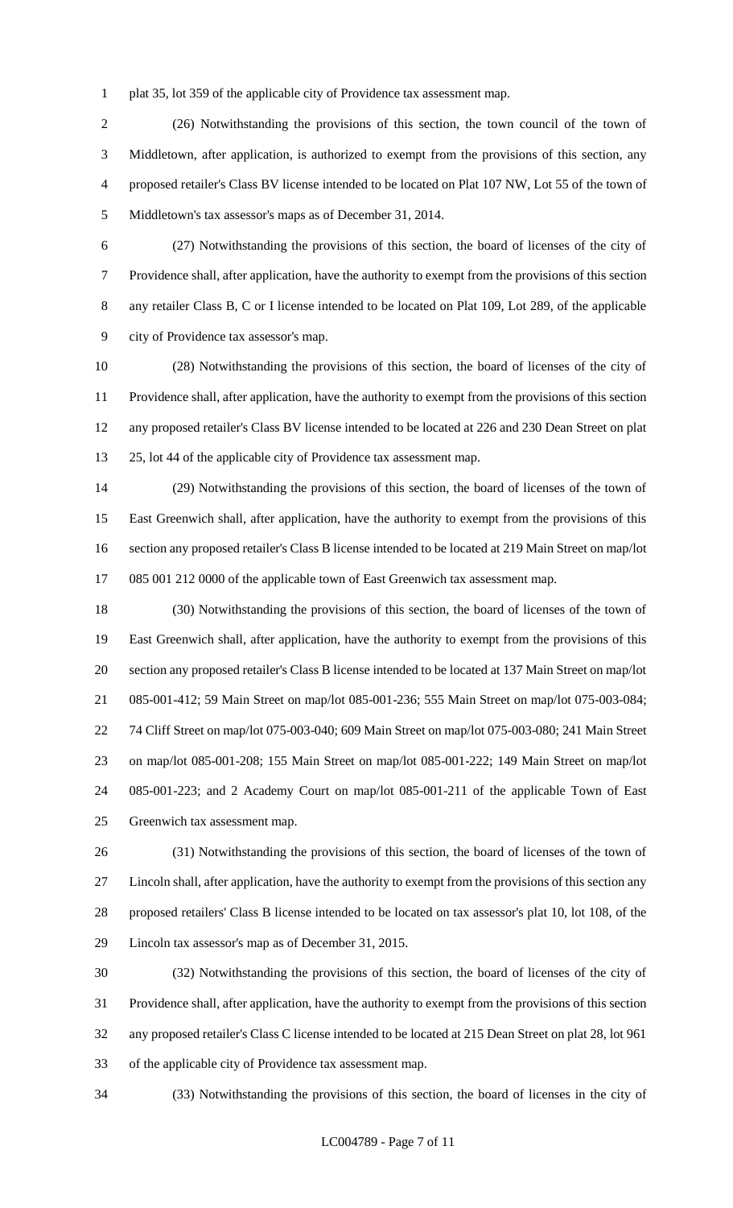plat 35, lot 359 of the applicable city of Providence tax assessment map.

(26) Notwithstanding the provisions of this section, the town council of the town of Middletown, after application, is authorized to exempt from the provisions of this section, any proposed retailer's Class BV license intended to be located on Plat 107 NW, Lot 55 of the town of Middletown's tax assessor's maps as of December 31, 2014.

(27) Notwithstanding the provisions of this section, the board of licenses of the city of Providence shall, after application, have the authority to exempt from the provisions of this section any retailer Class B, C or I license intended to be located on Plat 109, Lot 289, of the applicable city of Providence tax assessor's map.

(28) Notwithstanding the provisions of this section, the board of licenses of the city of Providence shall, after application, have the authority to exempt from the provisions of this section any proposed retailer's Class BV license intended to be located at 226 and 230 Dean Street on plat 25, lot 44 of the applicable city of Providence tax assessment map.

(29) Notwithstanding the provisions of this section, the board of licenses of the town of East Greenwich shall, after application, have the authority to exempt from the provisions of this section any proposed retailer's Class B license intended to be located at 219 Main Street on map/lot 085 001 212 0000 of the applicable town of East Greenwich tax assessment map.

(30) Notwithstanding the provisions of this section, the board of licenses of the town of East Greenwich shall, after application, have the authority to exempt from the provisions of this section any proposed retailer's Class B license intended to be located at 137 Main Street on map/lot 085-001-412; 59 Main Street on map/lot 085-001-236; 555 Main Street on map/lot 075-003-084; 74 Cliff Street on map/lot 075-003-040; 609 Main Street on map/lot 075-003-080; 241 Main Street on map/lot 085-001-208; 155 Main Street on map/lot 085-001-222; 149 Main Street on map/lot 085-001-223; and 2 Academy Court on map/lot 085-001-211 of the applicable Town of East Greenwich tax assessment map.

(31) Notwithstanding the provisions of this section, the board of licenses of the town of Lincoln shall, after application, have the authority to exempt from the provisions of this section any proposed retailers' Class B license intended to be located on tax assessor's plat 10, lot 108, of the Lincoln tax assessor's map as of December 31, 2015.

(32) Notwithstanding the provisions of this section, the board of licenses of the city of Providence shall, after application, have the authority to exempt from the provisions of this section any proposed retailer's Class C license intended to be located at 215 Dean Street on plat 28, lot 961 of the applicable city of Providence tax assessment map.

(33) Notwithstanding the provisions of this section, the board of licenses in the city of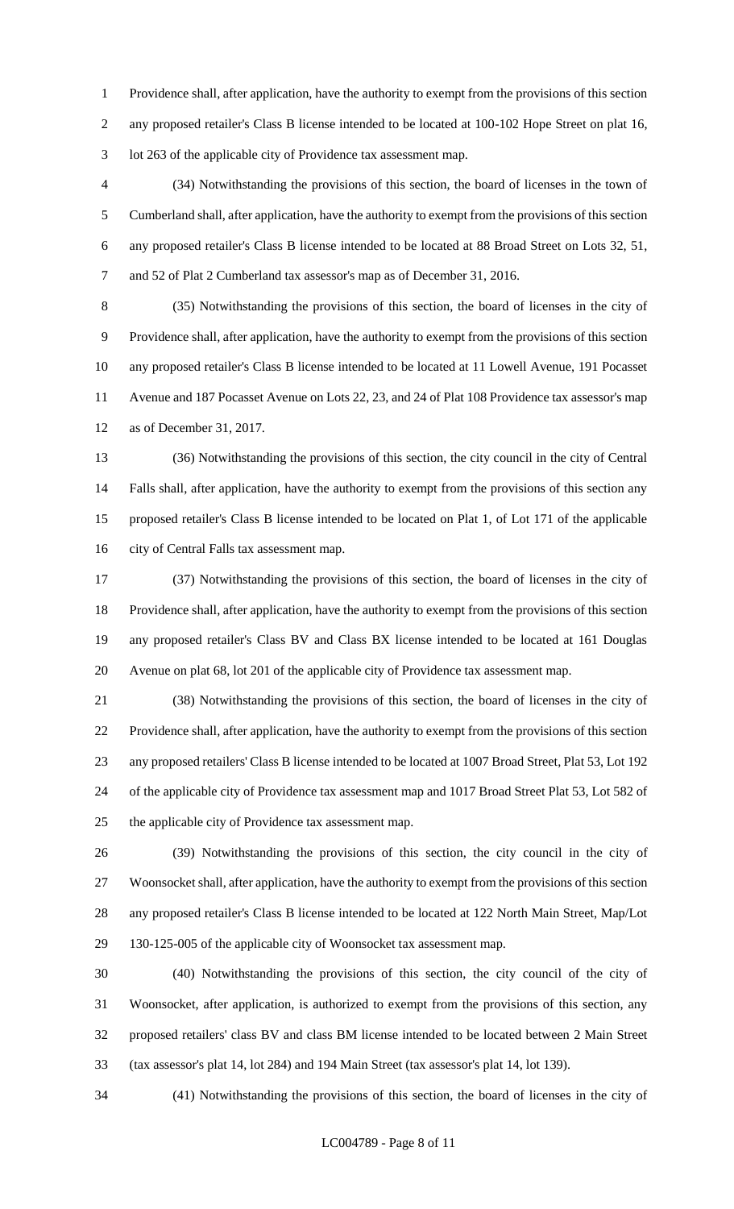Providence shall, after application, have the authority to exempt from the provisions of this section any proposed retailer's Class B license intended to be located at 100-102 Hope Street on plat 16, lot 263 of the applicable city of Providence tax assessment map.

(34) Notwithstanding the provisions of this section, the board of licenses in the town of Cumberland shall, after application, have the authority to exempt from the provisions of this section any proposed retailer's Class B license intended to be located at 88 Broad Street on Lots 32, 51, and 52 of Plat 2 Cumberland tax assessor's map as of December 31, 2016.

(35) Notwithstanding the provisions of this section, the board of licenses in the city of Providence shall, after application, have the authority to exempt from the provisions of this section any proposed retailer's Class B license intended to be located at 11 Lowell Avenue, 191 Pocasset Avenue and 187 Pocasset Avenue on Lots 22, 23, and 24 of Plat 108 Providence tax assessor's map as of December 31, 2017.

(36) Notwithstanding the provisions of this section, the city council in the city of Central Falls shall, after application, have the authority to exempt from the provisions of this section any proposed retailer's Class B license intended to be located on Plat 1, of Lot 171 of the applicable city of Central Falls tax assessment map.

(37) Notwithstanding the provisions of this section, the board of licenses in the city of Providence shall, after application, have the authority to exempt from the provisions of this section any proposed retailer's Class BV and Class BX license intended to be located at 161 Douglas Avenue on plat 68, lot 201 of the applicable city of Providence tax assessment map.

(38) Notwithstanding the provisions of this section, the board of licenses in the city of Providence shall, after application, have the authority to exempt from the provisions of this section any proposed retailers' Class B license intended to be located at 1007 Broad Street, Plat 53, Lot 192 of the applicable city of Providence tax assessment map and 1017 Broad Street Plat 53, Lot 582 of the applicable city of Providence tax assessment map.

(39) Notwithstanding the provisions of this section, the city council in the city of Woonsocket shall, after application, have the authority to exempt from the provisions of this section any proposed retailer's Class B license intended to be located at 122 North Main Street, Map/Lot 130-125-005 of the applicable city of Woonsocket tax assessment map.

(40) Notwithstanding the provisions of this section, the city council of the city of Woonsocket, after application, is authorized to exempt from the provisions of this section, any proposed retailers' class BV and class BM license intended to be located between 2 Main Street (tax assessor's plat 14, lot 284) and 194 Main Street (tax assessor's plat 14, lot 139).

(41) Notwithstanding the provisions of this section, the board of licenses in the city of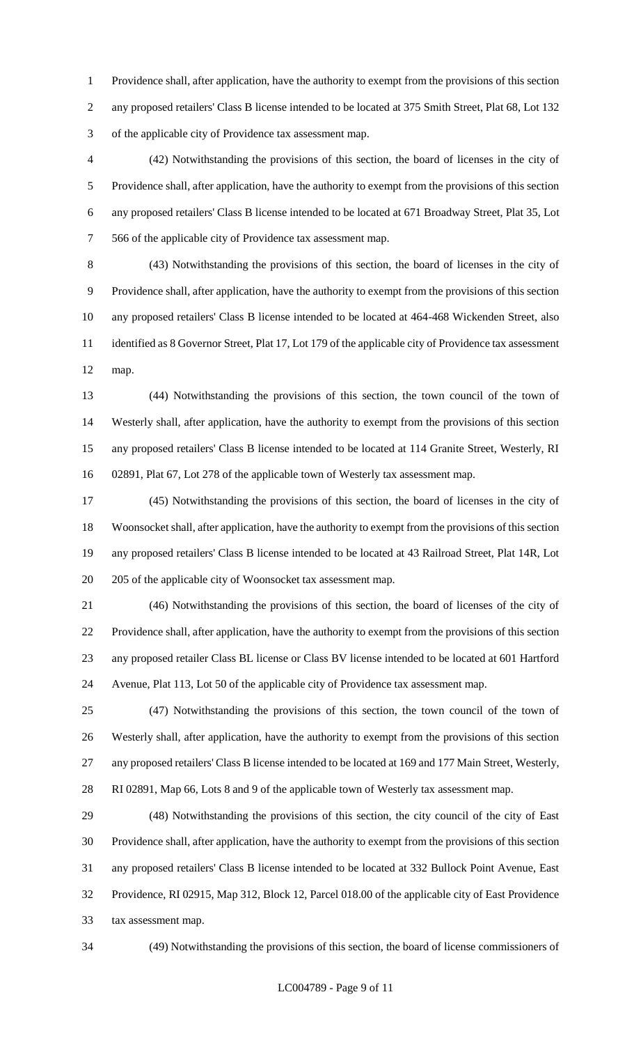Providence shall, after application, have the authority to exempt from the provisions of this section any proposed retailers' Class B license intended to be located at 375 Smith Street, Plat 68, Lot 132 of the applicable city of Providence tax assessment map.

(42) Notwithstanding the provisions of this section, the board of licenses in the city of Providence shall, after application, have the authority to exempt from the provisions of this section any proposed retailers' Class B license intended to be located at 671 Broadway Street, Plat 35, Lot 566 of the applicable city of Providence tax assessment map.

(43) Notwithstanding the provisions of this section, the board of licenses in the city of Providence shall, after application, have the authority to exempt from the provisions of this section any proposed retailers' Class B license intended to be located at 464-468 Wickenden Street, also identified as 8 Governor Street, Plat 17, Lot 179 of the applicable city of Providence tax assessment map.

(44) Notwithstanding the provisions of this section, the town council of the town of Westerly shall, after application, have the authority to exempt from the provisions of this section any proposed retailers' Class B license intended to be located at 114 Granite Street, Westerly, RI 02891, Plat 67, Lot 278 of the applicable town of Westerly tax assessment map.

(45) Notwithstanding the provisions of this section, the board of licenses in the city of Woonsocket shall, after application, have the authority to exempt from the provisions of this section any proposed retailers' Class B license intended to be located at 43 Railroad Street, Plat 14R, Lot 205 of the applicable city of Woonsocket tax assessment map.

(46) Notwithstanding the provisions of this section, the board of licenses of the city of Providence shall, after application, have the authority to exempt from the provisions of this section any proposed retailer Class BL license or Class BV license intended to be located at 601 Hartford Avenue, Plat 113, Lot 50 of the applicable city of Providence tax assessment map.

(47) Notwithstanding the provisions of this section, the town council of the town of Westerly shall, after application, have the authority to exempt from the provisions of this section any proposed retailers' Class B license intended to be located at 169 and 177 Main Street, Westerly, RI 02891, Map 66, Lots 8 and 9 of the applicable town of Westerly tax assessment map.

(48) Notwithstanding the provisions of this section, the city council of the city of East Providence shall, after application, have the authority to exempt from the provisions of this section any proposed retailers' Class B license intended to be located at 332 Bullock Point Avenue, East Providence, RI 02915, Map 312, Block 12, Parcel 018.00 of the applicable city of East Providence tax assessment map.

(49) Notwithstanding the provisions of this section, the board of license commissioners of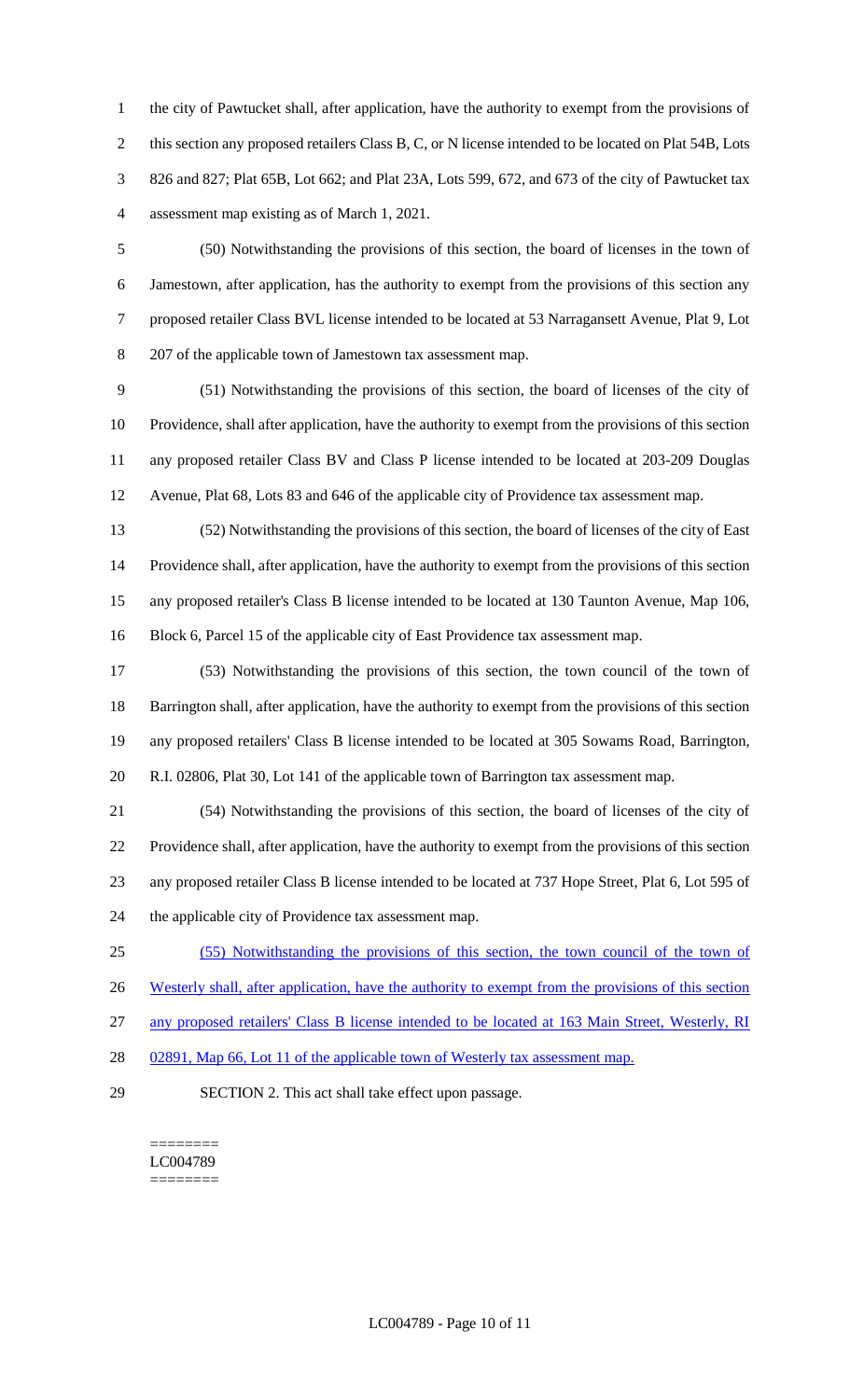the city of Pawtucket shall, after application, have the authority to exempt from the provisions of this section any proposed retailers Class B, C, or N license intended to be located on Plat 54B, Lots 826 and 827; Plat 65B, Lot 662; and Plat 23A, Lots 599, 672, and 673 of the city of Pawtucket tax assessment map existing as of March 1, 2021.

(50) Notwithstanding the provisions of this section, the board of licenses in the town of Jamestown, after application, has the authority to exempt from the provisions of this section any proposed retailer Class BVL license intended to be located at 53 Narragansett Avenue, Plat 9, Lot 207 of the applicable town of Jamestown tax assessment map.

(51) Notwithstanding the provisions of this section, the board of licenses of the city of Providence, shall after application, have the authority to exempt from the provisions of this section any proposed retailer Class BV and Class P license intended to be located at 203-209 Douglas Avenue, Plat 68, Lots 83 and 646 of the applicable city of Providence tax assessment map.

(52) Notwithstanding the provisions of this section, the board of licenses of the city of East Providence shall, after application, have the authority to exempt from the provisions of this section any proposed retailer's Class B license intended to be located at 130 Taunton Avenue, Map 106, Block 6, Parcel 15 of the applicable city of East Providence tax assessment map.

(53) Notwithstanding the provisions of this section, the town council of the town of Barrington shall, after application, have the authority to exempt from the provisions of this section any proposed retailers' Class B license intended to be located at 305 Sowams Road, Barrington, R.I. 02806, Plat 30, Lot 141 of the applicable town of Barrington tax assessment map.

(54) Notwithstanding the provisions of this section, the board of licenses of the city of Providence shall, after application, have the authority to exempt from the provisions of this section any proposed retailer Class B license intended to be located at 737 Hope Street, Plat 6, Lot 595 of the applicable city of Providence tax assessment map.

<u>(55) Notwithstanding the provisions of this section, the town council of the town of Westerly shall, after application, have the authority to exempt from the provisions of this section any proposed retailers' Class B license intended to be located at 163 Main Street, Westerly, RI 02891, Map 66, Lot 11 of the applicable town of Westerly tax assessment map.</u>

SECTION 2. This act shall take effect upon passage.

========
LC004789
========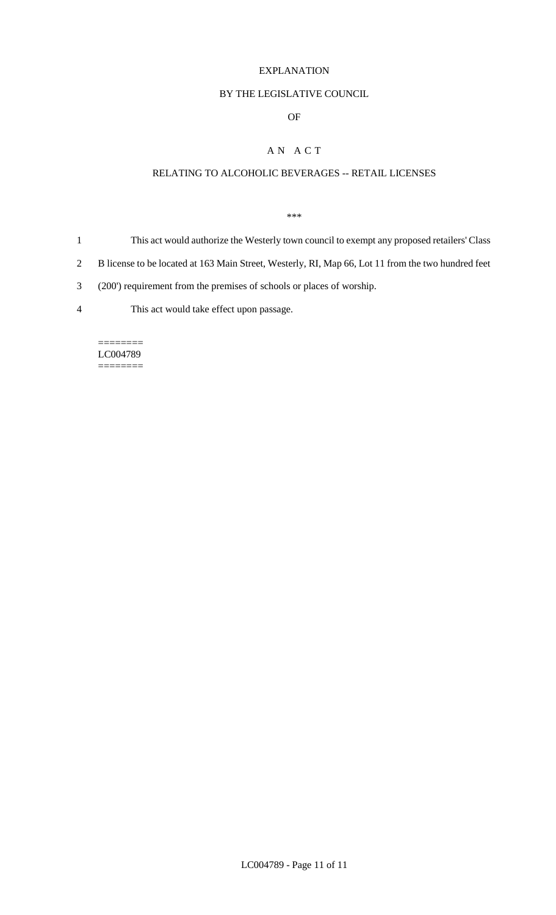EXPLANATION

BY THE LEGISLATIVE COUNCIL

OF

# A N A C T

RELATING TO ALCOHOLIC BEVERAGES -- RETAIL LICENSES

\*\*\*

1 This act would authorize the Westerly town council to exempt any proposed retailers' Class
2 B license to be located at 163 Main Street, Westerly, RI, Map 66, Lot 11 from the two hundred feet
3 (200') requirement from the premises of schools or places of worship.
4 This act would take effect upon passage.

========
LC004789
========